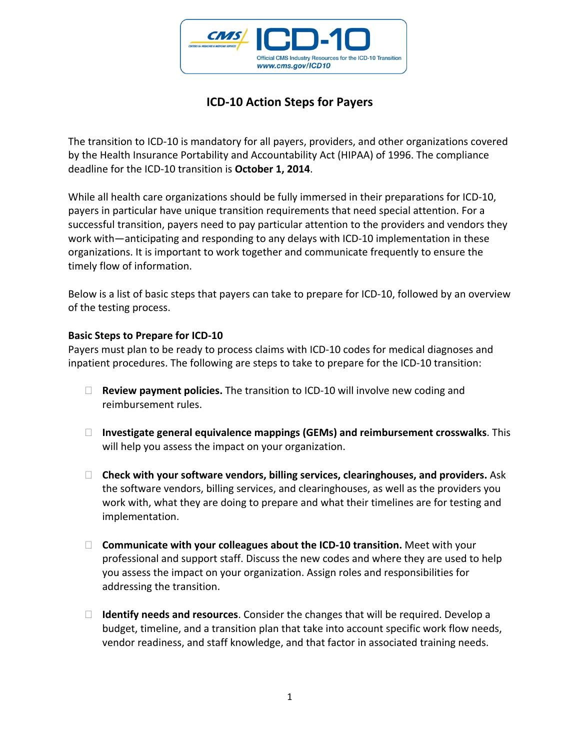# ICD-10 Action Steps for Payers

The transition to ICD-10 is mandatory for all payers, providers, and other organizations covered by the Health Insurance Portability and Accountability Act (HIPAA) of 1996. The compliance deadline for the ICD-10 transition is **October 1, 2014**.

While all health care organizations should be fully immersed in their preparations for ICD-10, payers in particular have unique transition requirements that need special attention. For a successful transition, payers need to pay particular attention to the providers and vendors they work with—anticipating and responding to any delays with ICD-10 implementation in these organizations. It is important to work together and communicate frequently to ensure the timely flow of information.

Below is a list of basic steps that payers can take to prepare for ICD-10, followed by an overview of the testing process.

**Basic Steps to Prepare for ICD-10**

Payers must plan to be ready to process claims with ICD-10 codes for medical diagnoses and inpatient procedures. The following are steps to take to prepare for the ICD-10 transition:

- **Review payment policies.** The transition to ICD-10 will involve new coding and reimbursement rules.
- **Investigate general equivalence mappings (GEMs) and reimbursement crosswalks**. This will help you assess the impact on your organization.
- **Check with your software vendors, billing services, clearinghouses, and providers.** Ask the software vendors, billing services, and clearinghouses, as well as the providers you work with, what they are doing to prepare and what their timelines are for testing and implementation.
- **Communicate with your colleagues about the ICD-10 transition.** Meet with your professional and support staff. Discuss the new codes and where they are used to help you assess the impact on your organization. Assign roles and responsibilities for addressing the transition.
- **Identify needs and resources**. Consider the changes that will be required. Develop a budget, timeline, and a transition plan that take into account specific work flow needs, vendor readiness, and staff knowledge, and that factor in associated training needs.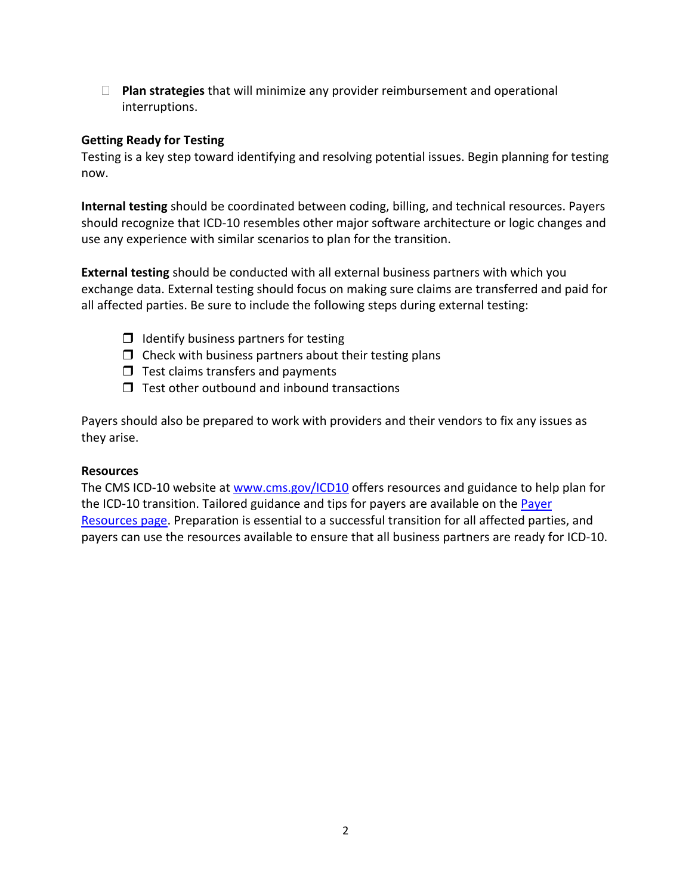- **Plan strategies** that will minimize any provider reimbursement and operational interruptions.

**Getting Ready for Testing**

Testing is a key step toward identifying and resolving potential issues. Begin planning for testing now.

**Internal testing** should be coordinated between coding, billing, and technical resources. Payers should recognize that ICD-10 resembles other major software architecture or logic changes and use any experience with similar scenarios to plan for the transition.

**External testing** should be conducted with all external business partners with which you exchange data. External testing should focus on making sure claims are transferred and paid for all affected parties. Be sure to include the following steps during external testing:

- Identify business partners for testing
- Check with business partners about their testing plans
- Test claims transfers and payments
- Test other outbound and inbound transactions

Payers should also be prepared to work with providers and their vendors to fix any issues as they arise.

**Resources**

The CMS ICD-10 website at [www.cms.gov/ICD10](http://www.cms.gov/ICD10) offers resources and guidance to help plan for the ICD-10 transition. Tailored guidance and tips for payers are available on the Payer Resources page. Preparation is essential to a successful transition for all affected parties, and payers can use the resources available to ensure that all business partners are ready for ICD-10.